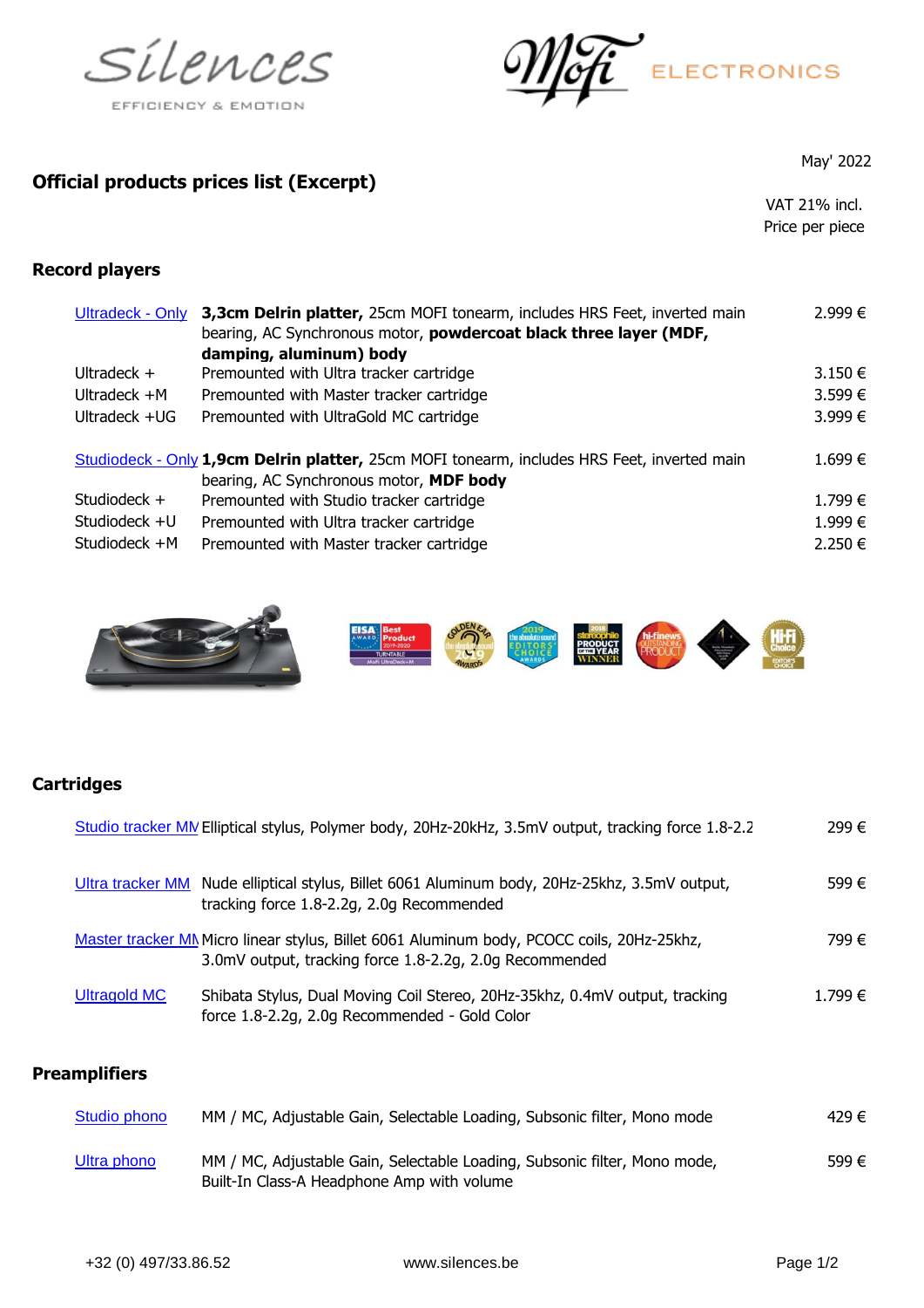Silences

EFFICIENCY & EMOTION

MoFi ELECTRONICS

May' 2022

## Official products prices list (Excerpt)

VAT 21% incl.
Price per piece

### Record players

| | | |
|---|---|---|
| Ultradeck - Only | **3,3cm Delrin platter,** 25cm MOFI tonearm, includes HRS Feet, inverted main bearing, AC Synchronous motor, **powdercoat black three layer (MDF, damping, aluminum) body** | 2.999 € |
| Ultradeck + | Premounted with Ultra tracker cartridge | 3.150 € |
| Ultradeck +M | Premounted with Master tracker cartridge | 3.599 € |
| Ultradeck +UG | Premounted with UltraGold MC cartridge | 3.999 € |
| Studiodeck - Only | **1,9cm Delrin platter,** 25cm MOFI tonearm, includes HRS Feet, inverted main bearing, AC Synchronous motor, **MDF body** | 1.699 € |
| Studiodeck + | Premounted with Studio tracker cartridge | 1.799 € |
| Studiodeck +U | Premounted with Ultra tracker cartridge | 1.999 € |
| Studiodeck +M | Premounted with Master tracker cartridge | 2.250 € |

### Cartridges

| | | |
|---|---|---|
| Studio tracker MM | Elliptical stylus, Polymer body, 20Hz-20kHz, 3.5mV output, tracking force 1.8-2.2 | 299 € |
| Ultra tracker MM | Nude elliptical stylus, Billet 6061 Aluminum body, 20Hz-25khz, 3.5mV output, tracking force 1.8-2.2g, 2.0g Recommended | 599 € |
| Master tracker MM | Micro linear stylus, Billet 6061 Aluminum body, PCOCC coils, 20Hz-25khz, 3.0mV output, tracking force 1.8-2.2g, 2.0g Recommended | 799 € |
| Ultragold MC | Shibata Stylus, Dual Moving Coil Stereo, 20Hz-35khz, 0.4mV output, tracking force 1.8-2.2g, 2.0g Recommended - Gold Color | 1.799 € |

### Preamplifiers

| | | |
|---|---|---|
| Studio phono | MM / MC, Adjustable Gain, Selectable Loading, Subsonic filter, Mono mode | 429 € |
| Ultra phono | MM / MC, Adjustable Gain, Selectable Loading, Subsonic filter, Mono mode, Built-In Class-A Headphone Amp with volume | 599 € |

+32 (0) 497/33.86.52 www.silences.be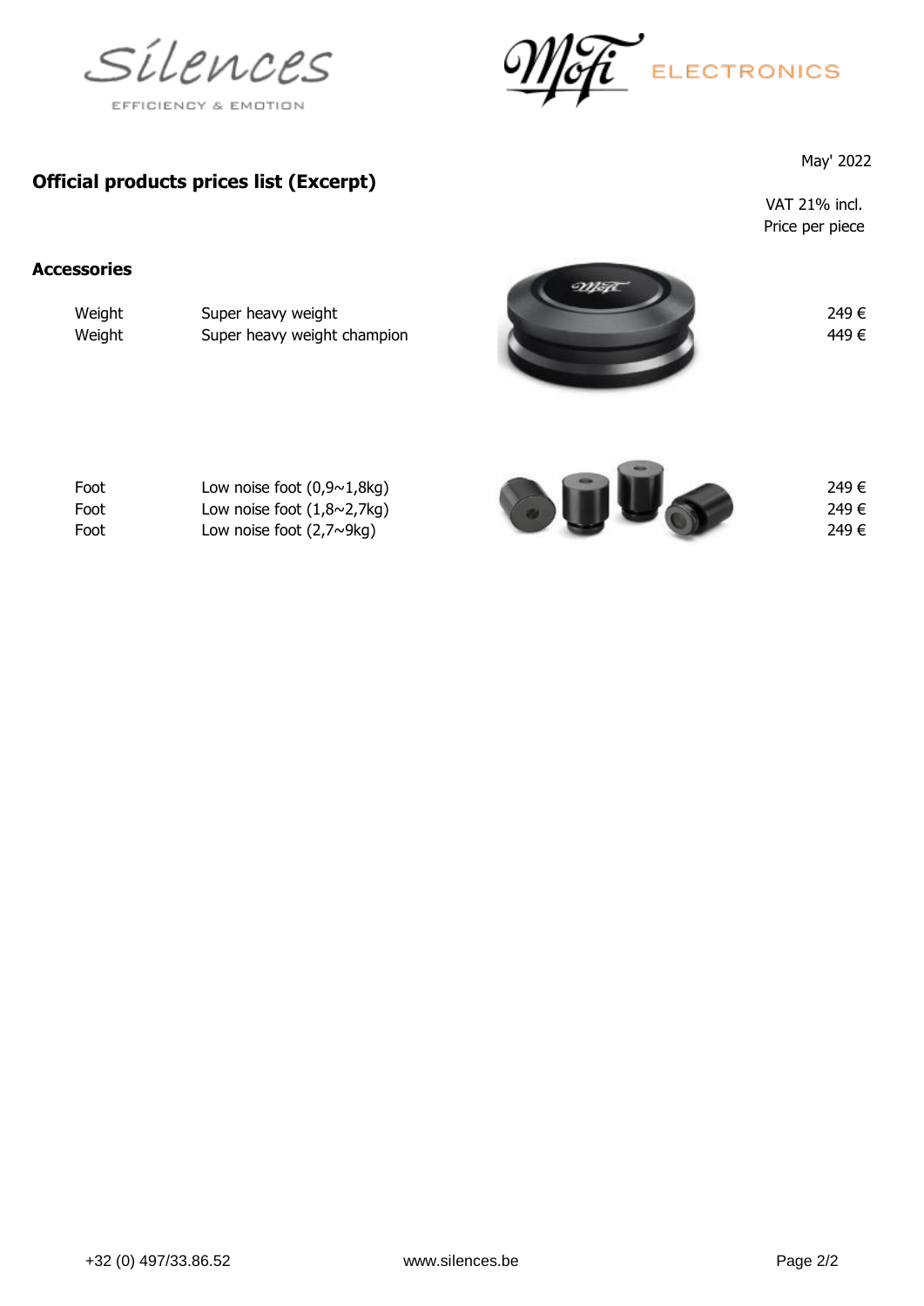Silences

EFFICIENCY & EMOTION

MoFi ELECTRONICS

May' 2022

## Official products prices list (Excerpt)

VAT 21% incl.
Price per piece

### Accessories

| | | |
|---|---|---|
| Weight | Super heavy weight | 249 € |
| Weight | Super heavy weight champion | 449 € |

| | | |
|---|---|---|
| Foot | Low noise foot (0,9~1,8kg) | 249 € |
| Foot | Low noise foot (1,8~2,7kg) | 249 € |
| Foot | Low noise foot (2,7~9kg) | 249 € |

+32 (0) 497/33.86.52 www.silences.be